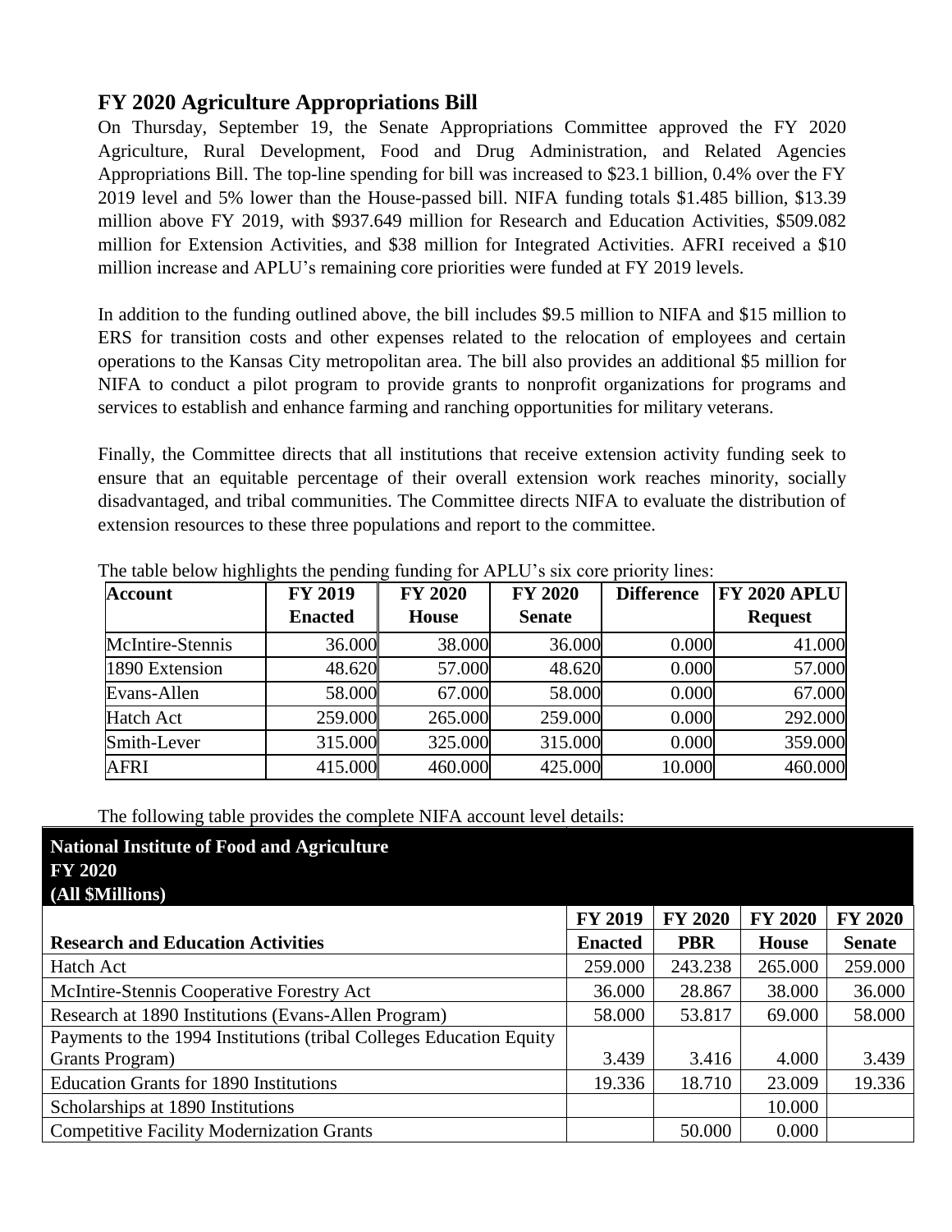## FY 2020 Agriculture Appropriations Bill

On Thursday, September 19, the Senate Appropriations Committee approved the FY 2020 Agriculture, Rural Development, Food and Drug Administration, and Related Agencies Appropriations Bill. The top-line spending for bill was increased to $23.1 billion, 0.4% over the FY 2019 level and 5% lower than the House-passed bill. NIFA funding totals $1.485 billion, $13.39 million above FY 2019, with $937.649 million for Research and Education Activities, $509.082 million for Extension Activities, and $38 million for Integrated Activities. AFRI received a $10 million increase and APLU's remaining core priorities were funded at FY 2019 levels.

In addition to the funding outlined above, the bill includes $9.5 million to NIFA and $15 million to ERS for transition costs and other expenses related to the relocation of employees and certain operations to the Kansas City metropolitan area. The bill also provides an additional $5 million for NIFA to conduct a pilot program to provide grants to nonprofit organizations for programs and services to establish and enhance farming and ranching opportunities for military veterans.

Finally, the Committee directs that all institutions that receive extension activity funding seek to ensure that an equitable percentage of their overall extension work reaches minority, socially disadvantaged, and tribal communities. The Committee directs NIFA to evaluate the distribution of extension resources to these three populations and report to the committee.

The table below highlights the pending funding for APLU's six core priority lines:

| Account | FY 2019 Enacted | FY 2020 House | FY 2020 Senate | Difference | FY 2020 APLU Request |
|---|---|---|---|---|---|
| McIntire-Stennis | 36.000 | 38.000 | 36.000 | 0.000 | 41.000 |
| 1890 Extension | 48.620 | 57.000 | 48.620 | 0.000 | 57.000 |
| Evans-Allen | 58.000 | 67.000 | 58.000 | 0.000 | 67.000 |
| Hatch Act | 259.000 | 265.000 | 259.000 | 0.000 | 292.000 |
| Smith-Lever | 315.000 | 325.000 | 315.000 | 0.000 | 359.000 |
| AFRI | 415.000 | 460.000 | 425.000 | 10.000 | 460.000 |

The following table provides the complete NIFA account level details:

| National Institute of Food and Agriculture FY 2020 (All $Millions) | | | | |
|---|---|---|---|---|
| **Research and Education Activities** | **FY 2019 Enacted** | **FY 2020 PBR** | **FY 2020 House** | **FY 2020 Senate** |
| Hatch Act | 259.000 | 243.238 | 265.000 | 259.000 |
| McIntire-Stennis Cooperative Forestry Act | 36.000 | 28.867 | 38.000 | 36.000 |
| Research at 1890 Institutions (Evans-Allen Program) | 58.000 | 53.817 | 69.000 | 58.000 |
| Payments to the 1994 Institutions (tribal Colleges Education Equity Grants Program) | 3.439 | 3.416 | 4.000 | 3.439 |
| Education Grants for 1890 Institutions | 19.336 | 18.710 | 23.009 | 19.336 |
| Scholarships at 1890 Institutions | | | 10.000 | |
| Competitive Facility Modernization Grants | | 50.000 | 0.000 | |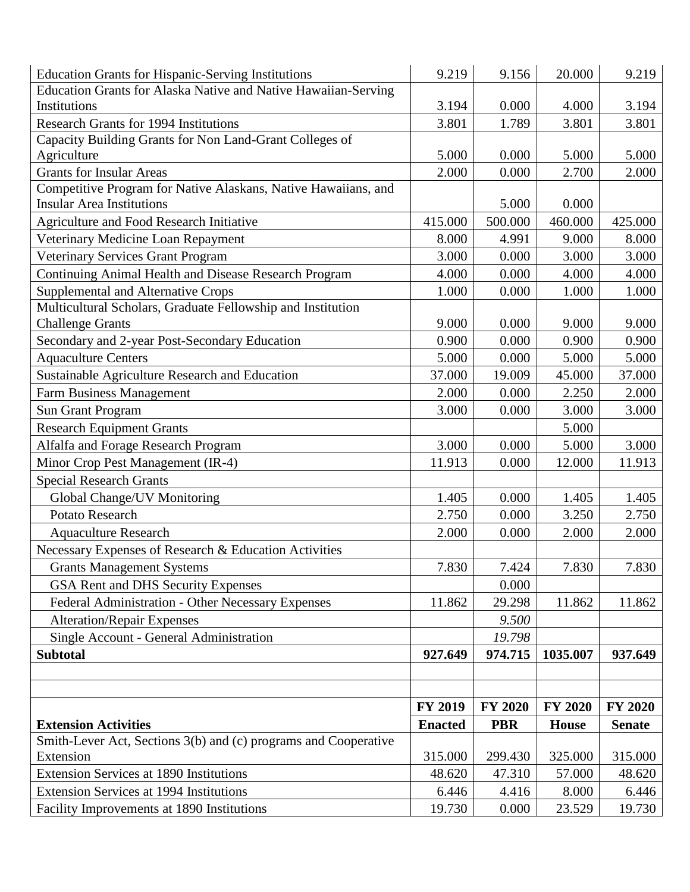| | | | | |
|---|---|---|---|---|
| Education Grants for Hispanic-Serving Institutions | 9.219 | 9.156 | 20.000 | 9.219 |
| Education Grants for Alaska Native and Native Hawaiian-Serving Institutions | 3.194 | 0.000 | 4.000 | 3.194 |
| Research Grants for 1994 Institutions | 3.801 | 1.789 | 3.801 | 3.801 |
| Capacity Building Grants for Non Land-Grant Colleges of Agriculture | 5.000 | 0.000 | 5.000 | 5.000 |
| Grants for Insular Areas | 2.000 | 0.000 | 2.700 | 2.000 |
| Competitive Program for Native Alaskans, Native Hawaiians, and Insular Area Institutions | | 5.000 | 0.000 | |
| Agriculture and Food Research Initiative | 415.000 | 500.000 | 460.000 | 425.000 |
| Veterinary Medicine Loan Repayment | 8.000 | 4.991 | 9.000 | 8.000 |
| Veterinary Services Grant Program | 3.000 | 0.000 | 3.000 | 3.000 |
| Continuing Animal Health and Disease Research Program | 4.000 | 0.000 | 4.000 | 4.000 |
| Supplemental and Alternative Crops | 1.000 | 0.000 | 1.000 | 1.000 |
| Multicultural Scholars, Graduate Fellowship and Institution Challenge Grants | 9.000 | 0.000 | 9.000 | 9.000 |
| Secondary and 2-year Post-Secondary Education | 0.900 | 0.000 | 0.900 | 0.900 |
| Aquaculture Centers | 5.000 | 0.000 | 5.000 | 5.000 |
| Sustainable Agriculture Research and Education | 37.000 | 19.009 | 45.000 | 37.000 |
| Farm Business Management | 2.000 | 0.000 | 2.250 | 2.000 |
| Sun Grant Program | 3.000 | 0.000 | 3.000 | 3.000 |
| Research Equipment Grants | | | 5.000 | |
| Alfalfa and Forage Research Program | 3.000 | 0.000 | 5.000 | 3.000 |
| Minor Crop Pest Management (IR-4) | 11.913 | 0.000 | 12.000 | 11.913 |
| Special Research Grants | | | | |
| Global Change/UV Monitoring | 1.405 | 0.000 | 1.405 | 1.405 |
| Potato Research | 2.750 | 0.000 | 3.250 | 2.750 |
| Aquaculture Research | 2.000 | 0.000 | 2.000 | 2.000 |
| Necessary Expenses of Research & Education Activities | | | | |
| Grants Management Systems | 7.830 | 7.424 | 7.830 | 7.830 |
| GSA Rent and DHS Security Expenses | | 0.000 | | |
| Federal Administration - Other Necessary Expenses | 11.862 | 29.298 | 11.862 | 11.862 |
| Alteration/Repair Expenses | | *9.500* | | |
| Single Account - General Administration | | *19.798* | | |
| **Subtotal** | **927.649** | **974.715** | **1035.007** | **937.649** |

| **Extension Activities** | **FY 2019 Enacted** | **FY 2020 PBR** | **FY 2020 House** | **FY 2020 Senate** |
|---|---|---|---|---|
| Smith-Lever Act, Sections 3(b) and (c) programs and Cooperative Extension | 315.000 | 299.430 | 325.000 | 315.000 |
| Extension Services at 1890 Institutions | 48.620 | 47.310 | 57.000 | 48.620 |
| Extension Services at 1994 Institutions | 6.446 | 4.416 | 8.000 | 6.446 |
| Facility Improvements at 1890 Institutions | 19.730 | 0.000 | 23.529 | 19.730 |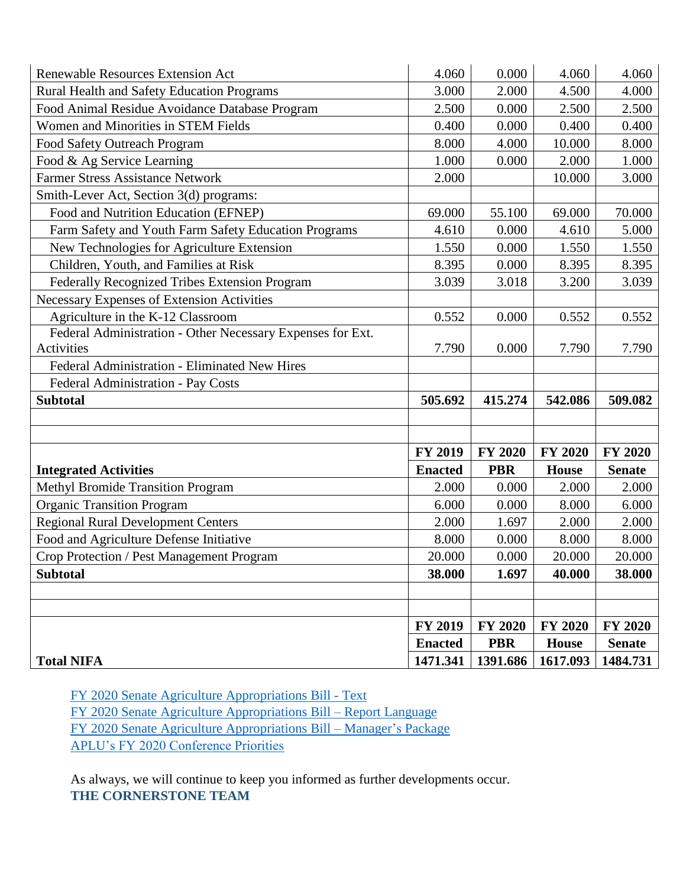| | | | | |
|---|---|---|---|---|
| Renewable Resources Extension Act | 4.060 | 0.000 | 4.060 | 4.060 |
| Rural Health and Safety Education Programs | 3.000 | 2.000 | 4.500 | 4.000 |
| Food Animal Residue Avoidance Database Program | 2.500 | 0.000 | 2.500 | 2.500 |
| Women and Minorities in STEM Fields | 0.400 | 0.000 | 0.400 | 0.400 |
| Food Safety Outreach Program | 8.000 | 4.000 | 10.000 | 8.000 |
| Food & Ag Service Learning | 1.000 | 0.000 | 2.000 | 1.000 |
| Farmer Stress Assistance Network | 2.000 | | 10.000 | 3.000 |
| Smith-Lever Act, Section 3(d) programs: | | | | |
| Food and Nutrition Education (EFNEP) | 69.000 | 55.100 | 69.000 | 70.000 |
| Farm Safety and Youth Farm Safety Education Programs | 4.610 | 0.000 | 4.610 | 5.000 |
| New Technologies for Agriculture Extension | 1.550 | 0.000 | 1.550 | 1.550 |
| Children, Youth, and Families at Risk | 8.395 | 0.000 | 8.395 | 8.395 |
| Federally Recognized Tribes Extension Program | 3.039 | 3.018 | 3.200 | 3.039 |
| Necessary Expenses of Extension Activities | | | | |
| Agriculture in the K-12 Classroom | 0.552 | 0.000 | 0.552 | 0.552 |
| Federal Administration - Other Necessary Expenses for Ext. Activities | 7.790 | 0.000 | 7.790 | 7.790 |
| Federal Administration - Eliminated New Hires | | | | |
| Federal Administration - Pay Costs | | | | |
| **Subtotal** | **505.692** | **415.274** | **542.086** | **509.082** |

| **Integrated Activities** | **FY 2019 Enacted** | **FY 2020 PBR** | **FY 2020 House** | **FY 2020 Senate** |
|---|---|---|---|---|
| Methyl Bromide Transition Program | 2.000 | 0.000 | 2.000 | 2.000 |
| Organic Transition Program | 6.000 | 0.000 | 8.000 | 6.000 |
| Regional Rural Development Centers | 2.000 | 1.697 | 2.000 | 2.000 |
| Food and Agriculture Defense Initiative | 8.000 | 0.000 | 8.000 | 8.000 |
| Crop Protection / Pest Management Program | 20.000 | 0.000 | 20.000 | 20.000 |
| **Subtotal** | **38.000** | **1.697** | **40.000** | **38.000** |

| | **FY 2019 Enacted** | **FY 2020 PBR** | **FY 2020 House** | **FY 2020 Senate** |
|---|---|---|---|---|
| **Total NIFA** | **1471.341** | **1391.686** | **1617.093** | **1484.731** |

FY 2020 Senate Agriculture Appropriations Bill - Text
FY 2020 Senate Agriculture Appropriations Bill – Report Language
FY 2020 Senate Agriculture Appropriations Bill – Manager's Package
APLU's FY 2020 Conference Priorities

As always, we will continue to keep you informed as further developments occur.
**THE CORNERSTONE TEAM**